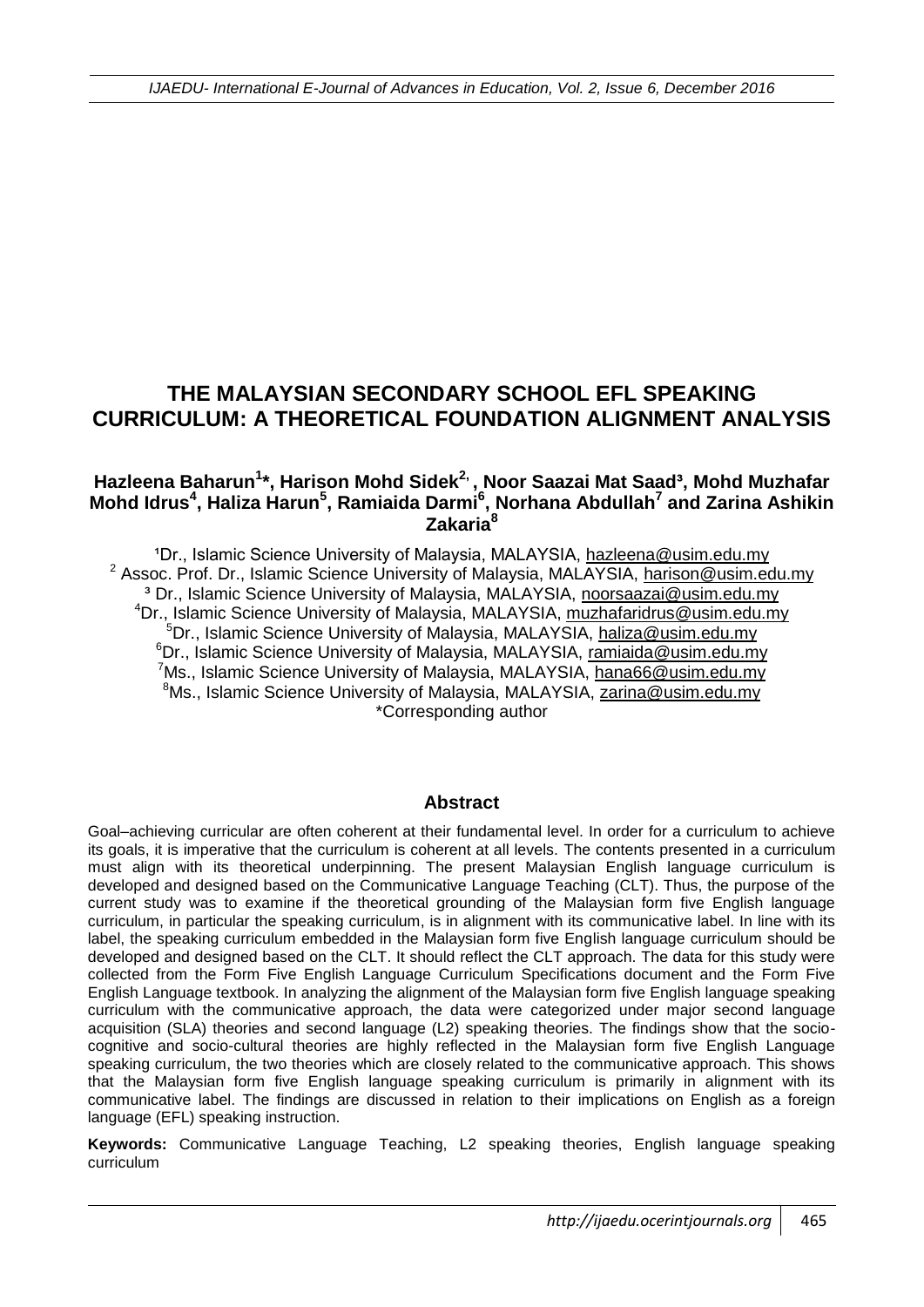# THE MALAYSIAN SECONDARY SCHOOL EFL SPEAKING CURRICULUM: A THEORETICAL FOUNDATION ALIGNMENT ANALYSIS

**Hazleena Baharun[1]*, Harison Mohd Sidek[2], Noor Saazai Mat Saad[3], Mohd Muzhafar Mohd Idrus[4], Haliza Harun[5], Ramiaida Darmi[6], Norhana Abdullah[7] and Zarina Ashikin Zakaria[8]**

[1]Dr., Islamic Science University of Malaysia, MALAYSIA, hazleena@usim.edu.my
[2] Assoc. Prof. Dr., Islamic Science University of Malaysia, MALAYSIA, harison@usim.edu.my
[3] Dr., Islamic Science University of Malaysia, MALAYSIA, noorsaazai@usim.edu.my
[4]Dr., Islamic Science University of Malaysia, MALAYSIA, muzhafaridrus@usim.edu.my
[5]Dr., Islamic Science University of Malaysia, MALAYSIA, haliza@usim.edu.my
[6]Dr., Islamic Science University of Malaysia, MALAYSIA, ramiaida@usim.edu.my
[7]Ms., Islamic Science University of Malaysia, MALAYSIA, hana66@usim.edu.my
[8]Ms., Islamic Science University of Malaysia, MALAYSIA, zarina@usim.edu.my
*Corresponding author

## Abstract

Goal–achieving curricular are often coherent at their fundamental level. In order for a curriculum to achieve its goals, it is imperative that the curriculum is coherent at all levels. The contents presented in a curriculum must align with its theoretical underpinning. The present Malaysian English language curriculum is developed and designed based on the Communicative Language Teaching (CLT). Thus, the purpose of the current study was to examine if the theoretical grounding of the Malaysian form five English language curriculum, in particular the speaking curriculum, is in alignment with its communicative label. In line with its label, the speaking curriculum embedded in the Malaysian form five English language curriculum should be developed and designed based on the CLT. It should reflect the CLT approach. The data for this study were collected from the Form Five English Language Curriculum Specifications document and the Form Five English Language textbook. In analyzing the alignment of the Malaysian form five English language speaking curriculum with the communicative approach, the data were categorized under major second language acquisition (SLA) theories and second language (L2) speaking theories. The findings show that the socio-cognitive and socio-cultural theories are highly reflected in the Malaysian form five English Language speaking curriculum, the two theories which are closely related to the communicative approach. This shows that the Malaysian form five English language speaking curriculum is primarily in alignment with its communicative label. The findings are discussed in relation to their implications on English as a foreign language (EFL) speaking instruction.

**Keywords:** Communicative Language Teaching, L2 speaking theories, English language speaking curriculum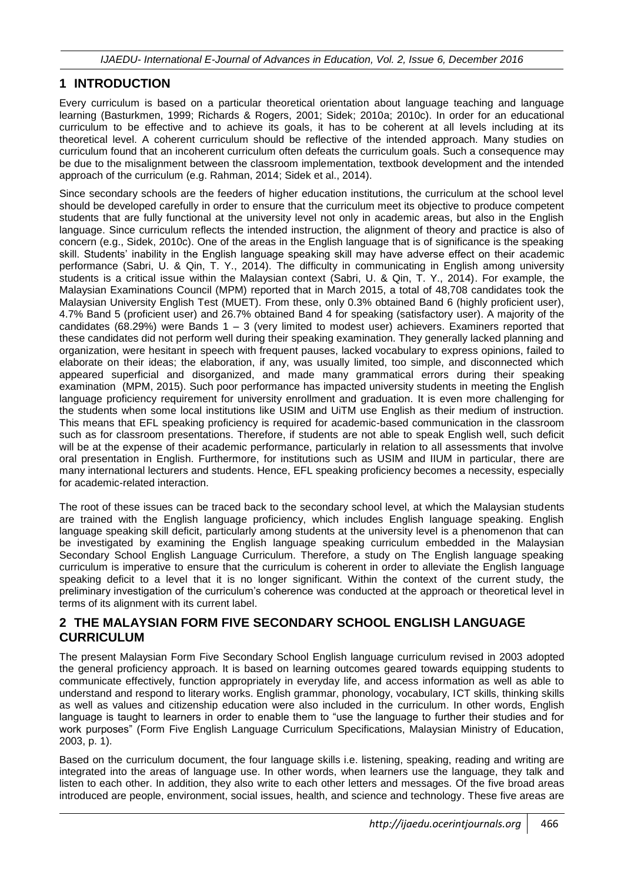## 1 INTRODUCTION

Every curriculum is based on a particular theoretical orientation about language teaching and language learning (Basturkmen, 1999; Richards & Rogers, 2001; Sidek; 2010a; 2010c). In order for an educational curriculum to be effective and to achieve its goals, it has to be coherent at all levels including at its theoretical level. A coherent curriculum should be reflective of the intended approach. Many studies on curriculum found that an incoherent curriculum often defeats the curriculum goals. Such a consequence may be due to the misalignment between the classroom implementation, textbook development and the intended approach of the curriculum (e.g. Rahman, 2014; Sidek et al., 2014).

Since secondary schools are the feeders of higher education institutions, the curriculum at the school level should be developed carefully in order to ensure that the curriculum meet its objective to produce competent students that are fully functional at the university level not only in academic areas, but also in the English language. Since curriculum reflects the intended instruction, the alignment of theory and practice is also of concern (e.g., Sidek, 2010c). One of the areas in the English language that is of significance is the speaking skill. Students' inability in the English language speaking skill may have adverse effect on their academic performance (Sabri, U. & Qin, T. Y., 2014). The difficulty in communicating in English among university students is a critical issue within the Malaysian context (Sabri, U. & Qin, T. Y., 2014). For example, the Malaysian Examinations Council (MPM) reported that in March 2015, a total of 48,708 candidates took the Malaysian University English Test (MUET). From these, only 0.3% obtained Band 6 (highly proficient user), 4.7% Band 5 (proficient user) and 26.7% obtained Band 4 for speaking (satisfactory user). A majority of the candidates (68.29%) were Bands 1 – 3 (very limited to modest user) achievers. Examiners reported that these candidates did not perform well during their speaking examination. They generally lacked planning and organization, were hesitant in speech with frequent pauses, lacked vocabulary to express opinions, failed to elaborate on their ideas; the elaboration, if any, was usually limited, too simple, and disconnected which appeared superficial and disorganized, and made many grammatical errors during their speaking examination (MPM, 2015). Such poor performance has impacted university students in meeting the English language proficiency requirement for university enrollment and graduation. It is even more challenging for the students when some local institutions like USIM and UiTM use English as their medium of instruction. This means that EFL speaking proficiency is required for academic-based communication in the classroom such as for classroom presentations. Therefore, if students are not able to speak English well, such deficit will be at the expense of their academic performance, particularly in relation to all assessments that involve oral presentation in English. Furthermore, for institutions such as USIM and IIUM in particular, there are many international lecturers and students. Hence, EFL speaking proficiency becomes a necessity, especially for academic-related interaction.

The root of these issues can be traced back to the secondary school level, at which the Malaysian students are trained with the English language proficiency, which includes English language speaking. English language speaking skill deficit, particularly among students at the university level is a phenomenon that can be investigated by examining the English language speaking curriculum embedded in the Malaysian Secondary School English Language Curriculum. Therefore, a study on The English language speaking curriculum is imperative to ensure that the curriculum is coherent in order to alleviate the English language speaking deficit to a level that it is no longer significant. Within the context of the current study, the preliminary investigation of the curriculum's coherence was conducted at the approach or theoretical level in terms of its alignment with its current label.

## 2 THE MALAYSIAN FORM FIVE SECONDARY SCHOOL ENGLISH LANGUAGE CURRICULUM

The present Malaysian Form Five Secondary School English language curriculum revised in 2003 adopted the general proficiency approach. It is based on learning outcomes geared towards equipping students to communicate effectively, function appropriately in everyday life, and access information as well as able to understand and respond to literary works. English grammar, phonology, vocabulary, ICT skills, thinking skills as well as values and citizenship education were also included in the curriculum. In other words, English language is taught to learners in order to enable them to "use the language to further their studies and for work purposes" (Form Five English Language Curriculum Specifications, Malaysian Ministry of Education, 2003, p. 1).

Based on the curriculum document, the four language skills i.e. listening, speaking, reading and writing are integrated into the areas of language use. In other words, when learners use the language, they talk and listen to each other. In addition, they also write to each other letters and messages. Of the five broad areas introduced are people, environment, social issues, health, and science and technology. These five areas are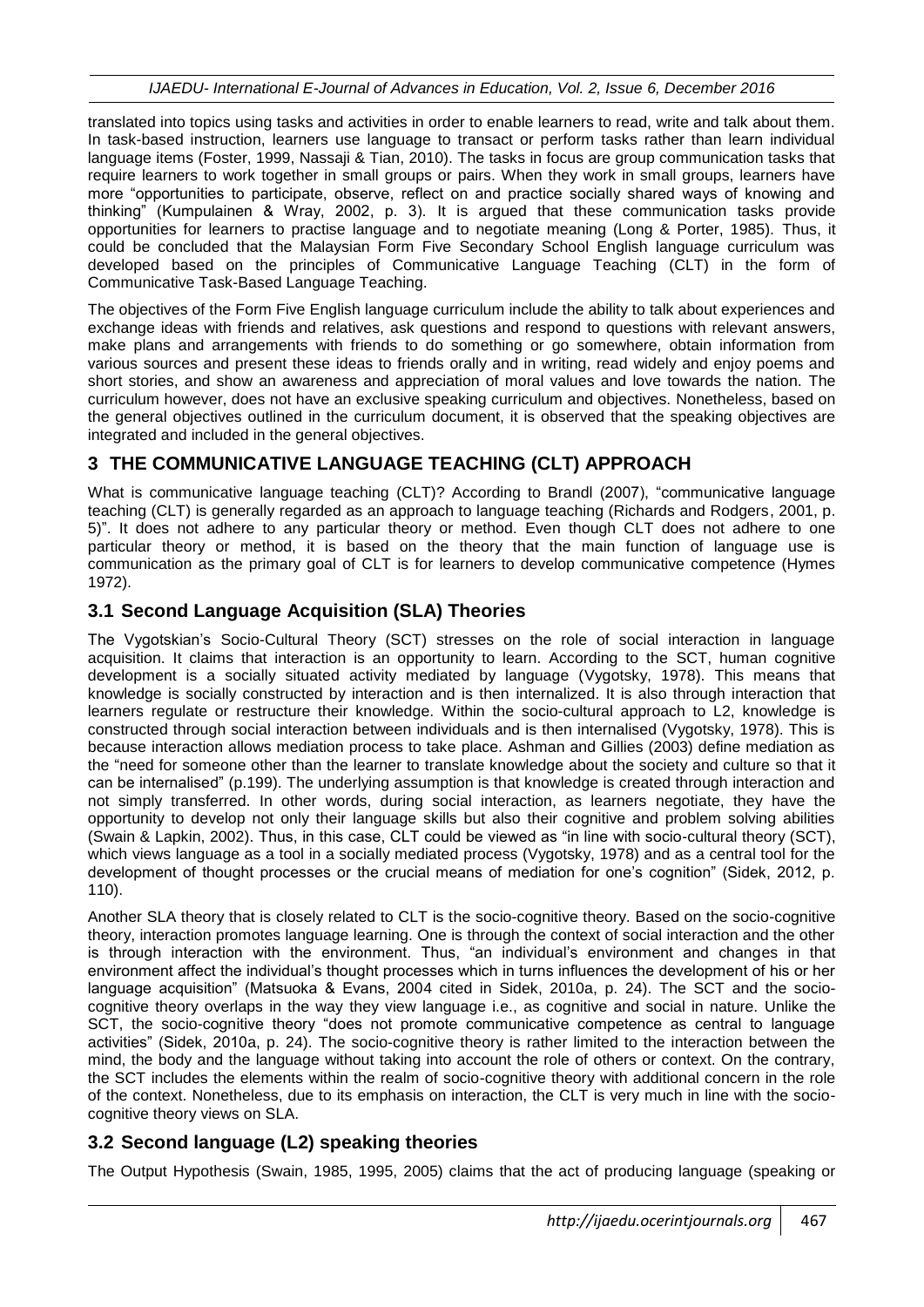translated into topics using tasks and activities in order to enable learners to read, write and talk about them. In task-based instruction, learners use language to transact or perform tasks rather than learn individual language items (Foster, 1999, Nassaji & Tian, 2010). The tasks in focus are group communication tasks that require learners to work together in small groups or pairs. When they work in small groups, learners have more "opportunities to participate, observe, reflect on and practice socially shared ways of knowing and thinking" (Kumpulainen & Wray, 2002, p. 3). It is argued that these communication tasks provide opportunities for learners to practise language and to negotiate meaning (Long & Porter, 1985). Thus, it could be concluded that the Malaysian Form Five Secondary School English language curriculum was developed based on the principles of Communicative Language Teaching (CLT) in the form of Communicative Task-Based Language Teaching.

The objectives of the Form Five English language curriculum include the ability to talk about experiences and exchange ideas with friends and relatives, ask questions and respond to questions with relevant answers, make plans and arrangements with friends to do something or go somewhere, obtain information from various sources and present these ideas to friends orally and in writing, read widely and enjoy poems and short stories, and show an awareness and appreciation of moral values and love towards the nation. The curriculum however, does not have an exclusive speaking curriculum and objectives. Nonetheless, based on the general objectives outlined in the curriculum document, it is observed that the speaking objectives are integrated and included in the general objectives.

## 3 THE COMMUNICATIVE LANGUAGE TEACHING (CLT) APPROACH

What is communicative language teaching (CLT)? According to Brandl (2007), "communicative language teaching (CLT) is generally regarded as an approach to language teaching (Richards and Rodgers, 2001, p. 5)". It does not adhere to any particular theory or method. Even though CLT does not adhere to one particular theory or method, it is based on the theory that the main function of language use is communication as the primary goal of CLT is for learners to develop communicative competence (Hymes 1972).

### 3.1 Second Language Acquisition (SLA) Theories

The Vygotskian's Socio-Cultural Theory (SCT) stresses on the role of social interaction in language acquisition. It claims that interaction is an opportunity to learn. According to the SCT, human cognitive development is a socially situated activity mediated by language (Vygotsky, 1978). This means that knowledge is socially constructed by interaction and is then internalized. It is also through interaction that learners regulate or restructure their knowledge. Within the socio-cultural approach to L2, knowledge is constructed through social interaction between individuals and is then internalised (Vygotsky, 1978). This is because interaction allows mediation process to take place. Ashman and Gillies (2003) define mediation as the "need for someone other than the learner to translate knowledge about the society and culture so that it can be internalised" (p.199). The underlying assumption is that knowledge is created through interaction and not simply transferred. In other words, during social interaction, as learners negotiate, they have the opportunity to develop not only their language skills but also their cognitive and problem solving abilities (Swain & Lapkin, 2002). Thus, in this case, CLT could be viewed as "in line with socio-cultural theory (SCT), which views language as a tool in a socially mediated process (Vygotsky, 1978) and as a central tool for the development of thought processes or the crucial means of mediation for one's cognition" (Sidek, 2012, p. 110).

Another SLA theory that is closely related to CLT is the socio-cognitive theory. Based on the socio-cognitive theory, interaction promotes language learning. One is through the context of social interaction and the other is through interaction with the environment. Thus, "an individual's environment and changes in that environment affect the individual's thought processes which in turns influences the development of his or her language acquisition" (Matsuoka & Evans, 2004 cited in Sidek, 2010a, p. 24). The SCT and the socio-cognitive theory overlaps in the way they view language i.e., as cognitive and social in nature. Unlike the SCT, the socio-cognitive theory "does not promote communicative competence as central to language activities" (Sidek, 2010a, p. 24). The socio-cognitive theory is rather limited to the interaction between the mind, the body and the language without taking into account the role of others or context. On the contrary, the SCT includes the elements within the realm of socio-cognitive theory with additional concern in the role of the context. Nonetheless, due to its emphasis on interaction, the CLT is very much in line with the socio-cognitive theory views on SLA.

### 3.2 Second language (L2) speaking theories

The Output Hypothesis (Swain, 1985, 1995, 2005) claims that the act of producing language (speaking or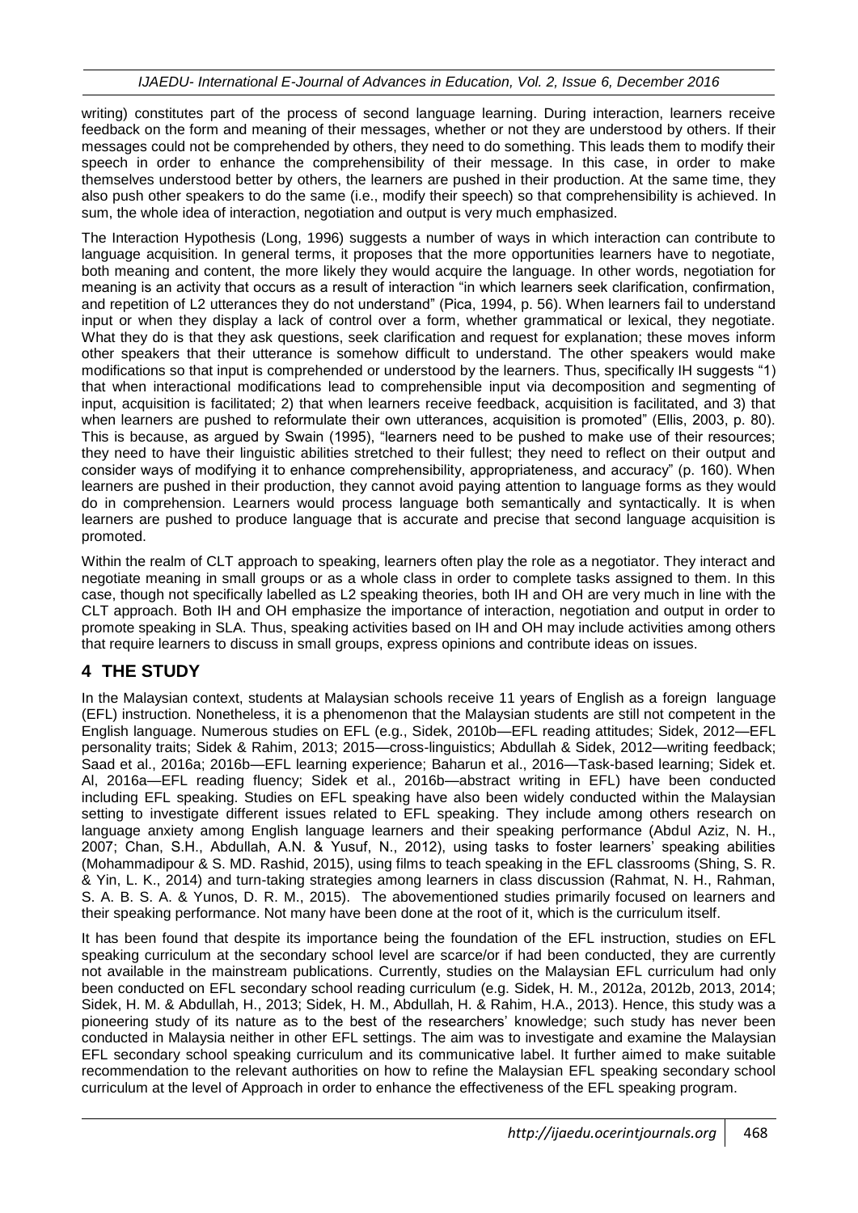writing) constitutes part of the process of second language learning. During interaction, learners receive feedback on the form and meaning of their messages, whether or not they are understood by others. If their messages could not be comprehended by others, they need to do something. This leads them to modify their speech in order to enhance the comprehensibility of their message. In this case, in order to make themselves understood better by others, the learners are pushed in their production. At the same time, they also push other speakers to do the same (i.e., modify their speech) so that comprehensibility is achieved. In sum, the whole idea of interaction, negotiation and output is very much emphasized.

The Interaction Hypothesis (Long, 1996) suggests a number of ways in which interaction can contribute to language acquisition. In general terms, it proposes that the more opportunities learners have to negotiate, both meaning and content, the more likely they would acquire the language. In other words, negotiation for meaning is an activity that occurs as a result of interaction "in which learners seek clarification, confirmation, and repetition of L2 utterances they do not understand" (Pica, 1994, p. 56). When learners fail to understand input or when they display a lack of control over a form, whether grammatical or lexical, they negotiate. What they do is that they ask questions, seek clarification and request for explanation; these moves inform other speakers that their utterance is somehow difficult to understand. The other speakers would make modifications so that input is comprehended or understood by the learners. Thus, specifically IH suggests "1) that when interactional modifications lead to comprehensible input via decomposition and segmenting of input, acquisition is facilitated; 2) that when learners receive feedback, acquisition is facilitated, and 3) that when learners are pushed to reformulate their own utterances, acquisition is promoted" (Ellis, 2003, p. 80). This is because, as argued by Swain (1995), "learners need to be pushed to make use of their resources; they need to have their linguistic abilities stretched to their fullest; they need to reflect on their output and consider ways of modifying it to enhance comprehensibility, appropriateness, and accuracy" (p. 160). When learners are pushed in their production, they cannot avoid paying attention to language forms as they would do in comprehension. Learners would process language both semantically and syntactically. It is when learners are pushed to produce language that is accurate and precise that second language acquisition is promoted.

Within the realm of CLT approach to speaking, learners often play the role as a negotiator. They interact and negotiate meaning in small groups or as a whole class in order to complete tasks assigned to them. In this case, though not specifically labelled as L2 speaking theories, both IH and OH are very much in line with the CLT approach. Both IH and OH emphasize the importance of interaction, negotiation and output in order to promote speaking in SLA. Thus, speaking activities based on IH and OH may include activities among others that require learners to discuss in small groups, express opinions and contribute ideas on issues.

## 4 THE STUDY

In the Malaysian context, students at Malaysian schools receive 11 years of English as a foreign language (EFL) instruction. Nonetheless, it is a phenomenon that the Malaysian students are still not competent in the English language. Numerous studies on EFL (e.g., Sidek, 2010b—EFL reading attitudes; Sidek, 2012—EFL personality traits; Sidek & Rahim, 2013; 2015—cross-linguistics; Abdullah & Sidek, 2012—writing feedback; Saad et al., 2016a; 2016b—EFL learning experience; Baharun et al., 2016—Task-based learning; Sidek et. Al, 2016a—EFL reading fluency; Sidek et al., 2016b—abstract writing in EFL) have been conducted including EFL speaking. Studies on EFL speaking have also been widely conducted within the Malaysian setting to investigate different issues related to EFL speaking. They include among others research on language anxiety among English language learners and their speaking performance (Abdul Aziz, N. H., 2007; Chan, S.H., Abdullah, A.N. & Yusuf, N., 2012), using tasks to foster learners' speaking abilities (Mohammadipour & S. MD. Rashid, 2015), using films to teach speaking in the EFL classrooms (Shing, S. R. & Yin, L. K., 2014) and turn-taking strategies among learners in class discussion (Rahmat, N. H., Rahman, S. A. B. S. A. & Yunos, D. R. M., 2015). The abovementioned studies primarily focused on learners and their speaking performance. Not many have been done at the root of it, which is the curriculum itself.

It has been found that despite its importance being the foundation of the EFL instruction, studies on EFL speaking curriculum at the secondary school level are scarce/or if had been conducted, they are currently not available in the mainstream publications. Currently, studies on the Malaysian EFL curriculum had only been conducted on EFL secondary school reading curriculum (e.g. Sidek, H. M., 2012a, 2012b, 2013, 2014; Sidek, H. M. & Abdullah, H., 2013; Sidek, H. M., Abdullah, H. & Rahim, H.A., 2013). Hence, this study was a pioneering study of its nature as to the best of the researchers' knowledge; such study has never been conducted in Malaysia neither in other EFL settings. The aim was to investigate and examine the Malaysian EFL secondary school speaking curriculum and its communicative label. It further aimed to make suitable recommendation to the relevant authorities on how to refine the Malaysian EFL speaking secondary school curriculum at the level of Approach in order to enhance the effectiveness of the EFL speaking program.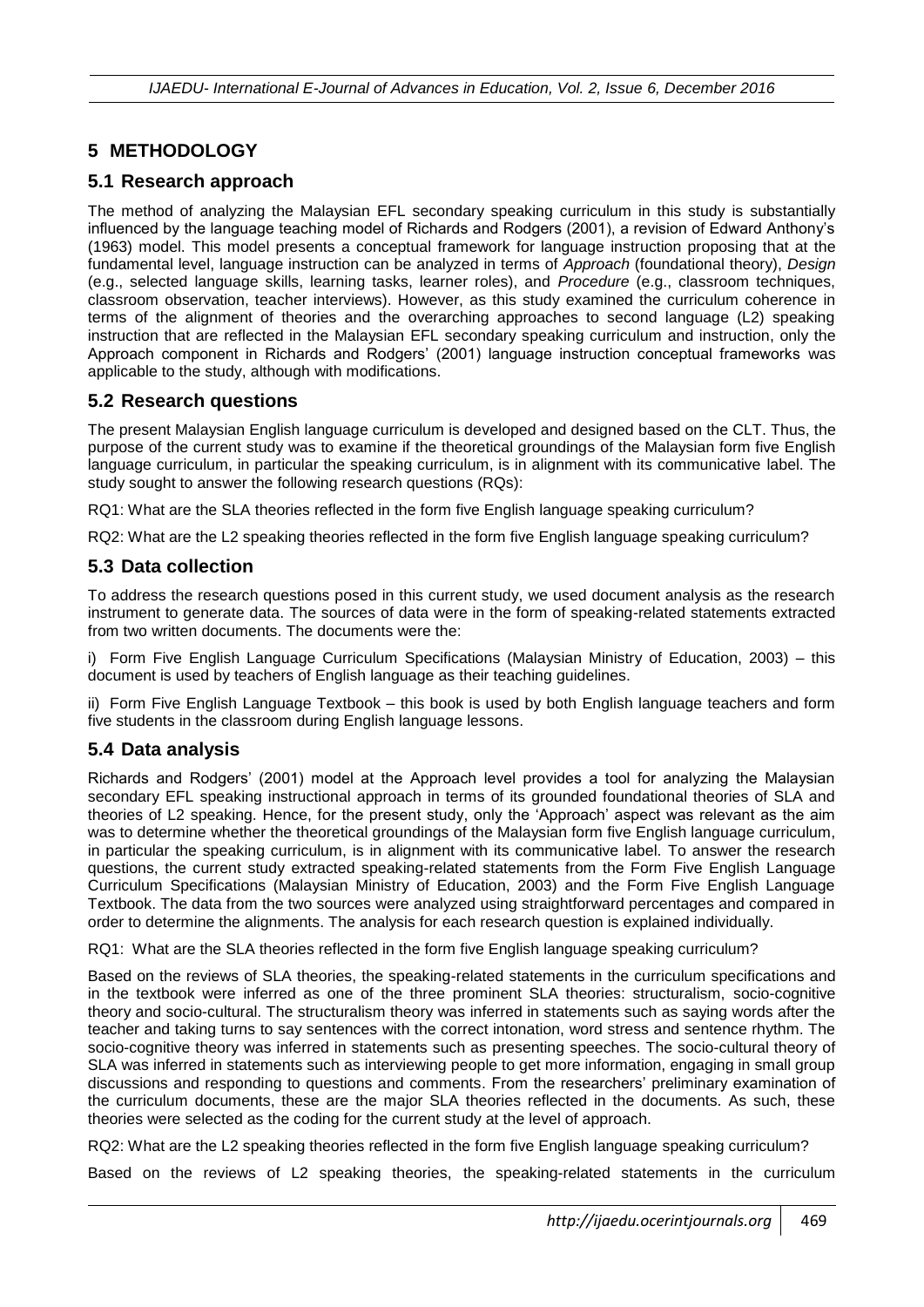## 5 METHODOLOGY

### 5.1 Research approach

The method of analyzing the Malaysian EFL secondary speaking curriculum in this study is substantially influenced by the language teaching model of Richards and Rodgers (2001), a revision of Edward Anthony's (1963) model. This model presents a conceptual framework for language instruction proposing that at the fundamental level, language instruction can be analyzed in terms of *Approach* (foundational theory), *Design* (e.g., selected language skills, learning tasks, learner roles), and *Procedure* (e.g., classroom techniques, classroom observation, teacher interviews). However, as this study examined the curriculum coherence in terms of the alignment of theories and the overarching approaches to second language (L2) speaking instruction that are reflected in the Malaysian EFL secondary speaking curriculum and instruction, only the Approach component in Richards and Rodgers' (2001) language instruction conceptual frameworks was applicable to the study, although with modifications.

### 5.2 Research questions

The present Malaysian English language curriculum is developed and designed based on the CLT. Thus, the purpose of the current study was to examine if the theoretical groundings of the Malaysian form five English language curriculum, in particular the speaking curriculum, is in alignment with its communicative label. The study sought to answer the following research questions (RQs):

RQ1: What are the SLA theories reflected in the form five English language speaking curriculum?

RQ2: What are the L2 speaking theories reflected in the form five English language speaking curriculum?

### 5.3 Data collection

To address the research questions posed in this current study, we used document analysis as the research instrument to generate data. The sources of data were in the form of speaking-related statements extracted from two written documents. The documents were the:

i) Form Five English Language Curriculum Specifications (Malaysian Ministry of Education, 2003) – this document is used by teachers of English language as their teaching guidelines.

ii) Form Five English Language Textbook – this book is used by both English language teachers and form five students in the classroom during English language lessons.

### 5.4 Data analysis

Richards and Rodgers' (2001) model at the Approach level provides a tool for analyzing the Malaysian secondary EFL speaking instructional approach in terms of its grounded foundational theories of SLA and theories of L2 speaking. Hence, for the present study, only the 'Approach' aspect was relevant as the aim was to determine whether the theoretical groundings of the Malaysian form five English language curriculum, in particular the speaking curriculum, is in alignment with its communicative label. To answer the research questions, the current study extracted speaking-related statements from the Form Five English Language Curriculum Specifications (Malaysian Ministry of Education, 2003) and the Form Five English Language Textbook. The data from the two sources were analyzed using straightforward percentages and compared in order to determine the alignments. The analysis for each research question is explained individually.

RQ1: What are the SLA theories reflected in the form five English language speaking curriculum?

Based on the reviews of SLA theories, the speaking-related statements in the curriculum specifications and in the textbook were inferred as one of the three prominent SLA theories: structuralism, socio-cognitive theory and socio-cultural. The structuralism theory was inferred in statements such as saying words after the teacher and taking turns to say sentences with the correct intonation, word stress and sentence rhythm. The socio-cognitive theory was inferred in statements such as presenting speeches. The socio-cultural theory of SLA was inferred in statements such as interviewing people to get more information, engaging in small group discussions and responding to questions and comments. From the researchers' preliminary examination of the curriculum documents, these are the major SLA theories reflected in the documents. As such, these theories were selected as the coding for the current study at the level of approach.

RQ2: What are the L2 speaking theories reflected in the form five English language speaking curriculum?

Based on the reviews of L2 speaking theories, the speaking-related statements in the curriculum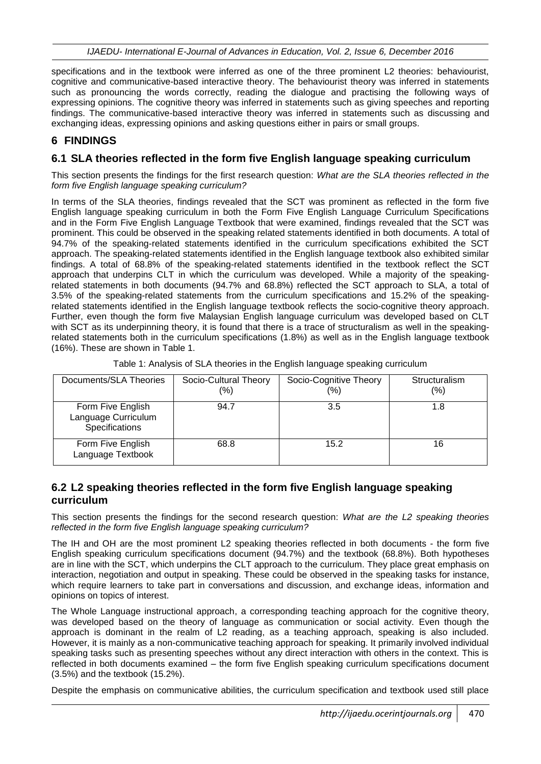specifications and in the textbook were inferred as one of the three prominent L2 theories: behaviourist, cognitive and communicative-based interactive theory. The behaviourist theory was inferred in statements such as pronouncing the words correctly, reading the dialogue and practising the following ways of expressing opinions. The cognitive theory was inferred in statements such as giving speeches and reporting findings. The communicative-based interactive theory was inferred in statements such as discussing and exchanging ideas, expressing opinions and asking questions either in pairs or small groups.

# 6 FINDINGS

## 6.1 SLA theories reflected in the form five English language speaking curriculum

This section presents the findings for the first research question: *What are the SLA theories reflected in the form five English language speaking curriculum?*

In terms of the SLA theories, findings revealed that the SCT was prominent as reflected in the form five English language speaking curriculum in both the Form Five English Language Curriculum Specifications and in the Form Five English Language Textbook that were examined, findings revealed that the SCT was prominent. This could be observed in the speaking related statements identified in both documents. A total of 94.7% of the speaking-related statements identified in the curriculum specifications exhibited the SCT approach. The speaking-related statements identified in the English language textbook also exhibited similar findings. A total of 68.8% of the speaking-related statements identified in the textbook reflect the SCT approach that underpins CLT in which the curriculum was developed. While a majority of the speaking-related statements in both documents (94.7% and 68.8%) reflected the SCT approach to SLA, a total of 3.5% of the speaking-related statements from the curriculum specifications and 15.2% of the speaking-related statements identified in the English language textbook reflects the socio-cognitive theory approach. Further, even though the form five Malaysian English language curriculum was developed based on CLT with SCT as its underpinning theory, it is found that there is a trace of structuralism as well in the speaking-related statements both in the curriculum specifications (1.8%) as well as in the English language textbook (16%). These are shown in Table 1.

Table 1: Analysis of SLA theories in the English language speaking curriculum

| Documents/SLA Theories | Socio-Cultural Theory (%) | Socio-Cognitive Theory (%) | Structuralism (%) |
|---|---|---|---|
| Form Five English Language Curriculum Specifications | 94.7 | 3.5 | 1.8 |
| Form Five English Language Textbook | 68.8 | 15.2 | 16 |

## 6.2 L2 speaking theories reflected in the form five English language speaking curriculum

This section presents the findings for the second research question: *What are the L2 speaking theories reflected in the form five English language speaking curriculum?*

The IH and OH are the most prominent L2 speaking theories reflected in both documents - the form five English speaking curriculum specifications document (94.7%) and the textbook (68.8%). Both hypotheses are in line with the SCT, which underpins the CLT approach to the curriculum. They place great emphasis on interaction, negotiation and output in speaking. These could be observed in the speaking tasks for instance, which require learners to take part in conversations and discussion, and exchange ideas, information and opinions on topics of interest.

The Whole Language instructional approach, a corresponding teaching approach for the cognitive theory, was developed based on the theory of language as communication or social activity. Even though the approach is dominant in the realm of L2 reading, as a teaching approach, speaking is also included. However, it is mainly as a non-communicative teaching approach for speaking. It primarily involved individual speaking tasks such as presenting speeches without any direct interaction with others in the context. This is reflected in both documents examined – the form five English speaking curriculum specifications document (3.5%) and the textbook (15.2%).

Despite the emphasis on communicative abilities, the curriculum specification and textbook used still place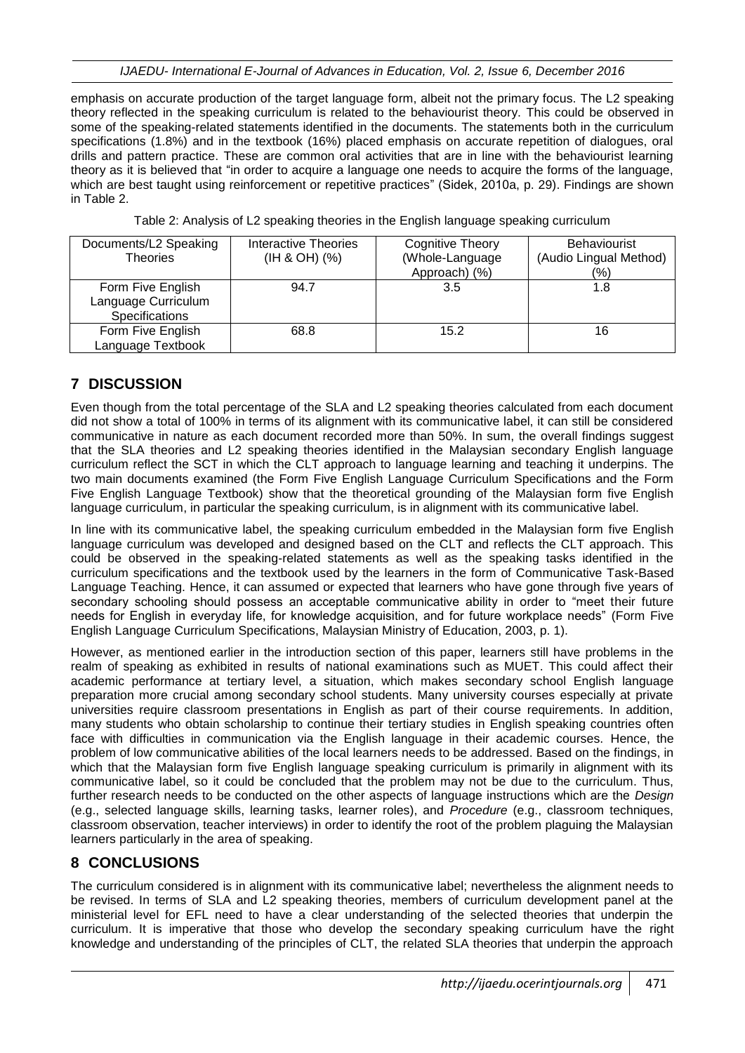emphasis on accurate production of the target language form, albeit not the primary focus. The L2 speaking theory reflected in the speaking curriculum is related to the behaviourist theory. This could be observed in some of the speaking-related statements identified in the documents. The statements both in the curriculum specifications (1.8%) and in the textbook (16%) placed emphasis on accurate repetition of dialogues, oral drills and pattern practice. These are common oral activities that are in line with the behaviourist learning theory as it is believed that "in order to acquire a language one needs to acquire the forms of the language, which are best taught using reinforcement or repetitive practices" (Sidek, 2010a, p. 29). Findings are shown in Table 2.

Table 2: Analysis of L2 speaking theories in the English language speaking curriculum

| Documents/L2 Speaking Theories | Interactive Theories (IH & OH) (%) | Cognitive Theory (Whole-Language Approach) (%) | Behaviourist (Audio Lingual Method) (%) |
|---|---|---|---|
| Form Five English Language Curriculum Specifications | 94.7 | 3.5 | 1.8 |
| Form Five English Language Textbook | 68.8 | 15.2 | 16 |

## 7 DISCUSSION

Even though from the total percentage of the SLA and L2 speaking theories calculated from each document did not show a total of 100% in terms of its alignment with its communicative label, it can still be considered communicative in nature as each document recorded more than 50%. In sum, the overall findings suggest that the SLA theories and L2 speaking theories identified in the Malaysian secondary English language curriculum reflect the SCT in which the CLT approach to language learning and teaching it underpins. The two main documents examined (the Form Five English Language Curriculum Specifications and the Form Five English Language Textbook) show that the theoretical grounding of the Malaysian form five English language curriculum, in particular the speaking curriculum, is in alignment with its communicative label.

In line with its communicative label, the speaking curriculum embedded in the Malaysian form five English language curriculum was developed and designed based on the CLT and reflects the CLT approach. This could be observed in the speaking-related statements as well as the speaking tasks identified in the curriculum specifications and the textbook used by the learners in the form of Communicative Task-Based Language Teaching. Hence, it can assumed or expected that learners who have gone through five years of secondary schooling should possess an acceptable communicative ability in order to "meet their future needs for English in everyday life, for knowledge acquisition, and for future workplace needs" (Form Five English Language Curriculum Specifications, Malaysian Ministry of Education, 2003, p. 1).

However, as mentioned earlier in the introduction section of this paper, learners still have problems in the realm of speaking as exhibited in results of national examinations such as MUET. This could affect their academic performance at tertiary level, a situation, which makes secondary school English language preparation more crucial among secondary school students. Many university courses especially at private universities require classroom presentations in English as part of their course requirements. In addition, many students who obtain scholarship to continue their tertiary studies in English speaking countries often face with difficulties in communication via the English language in their academic courses. Hence, the problem of low communicative abilities of the local learners needs to be addressed. Based on the findings, in which that the Malaysian form five English language speaking curriculum is primarily in alignment with its communicative label, so it could be concluded that the problem may not be due to the curriculum. Thus, further research needs to be conducted on the other aspects of language instructions which are the *Design* (e.g., selected language skills, learning tasks, learner roles), and *Procedure* (e.g., classroom techniques, classroom observation, teacher interviews) in order to identify the root of the problem plaguing the Malaysian learners particularly in the area of speaking.

## 8 CONCLUSIONS

The curriculum considered is in alignment with its communicative label; nevertheless the alignment needs to be revised. In terms of SLA and L2 speaking theories, members of curriculum development panel at the ministerial level for EFL need to have a clear understanding of the selected theories that underpin the curriculum. It is imperative that those who develop the secondary speaking curriculum have the right knowledge and understanding of the principles of CLT, the related SLA theories that underpin the approach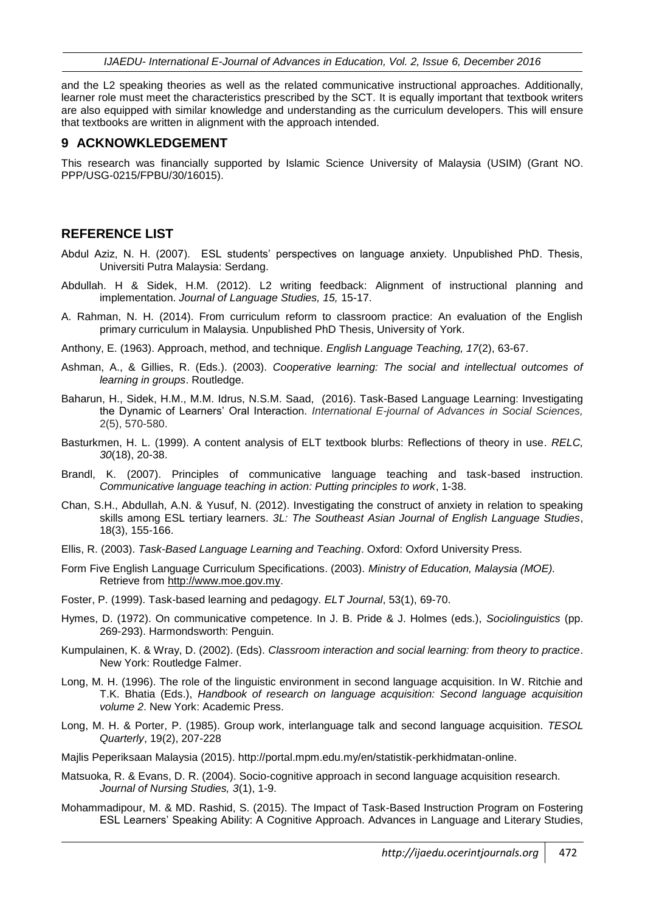and the L2 speaking theories as well as the related communicative instructional approaches. Additionally, learner role must meet the characteristics prescribed by the SCT. It is equally important that textbook writers are also equipped with similar knowledge and understanding as the curriculum developers. This will ensure that textbooks are written in alignment with the approach intended.

## 9 ACKNOWKLEDGEMENT

This research was financially supported by Islamic Science University of Malaysia (USIM) (Grant NO. PPP/USG-0215/FPBU/30/16015).

## REFERENCE LIST

Abdul Aziz, N. H. (2007). ESL students' perspectives on language anxiety. Unpublished PhD. Thesis, Universiti Putra Malaysia: Serdang.

Abdullah. H & Sidek, H.M. (2012). L2 writing feedback: Alignment of instructional planning and implementation. *Journal of Language Studies, 15,* 15-17.

A. Rahman, N. H. (2014). From curriculum reform to classroom practice: An evaluation of the English primary curriculum in Malaysia. Unpublished PhD Thesis, University of York.

Anthony, E. (1963). Approach, method, and technique. *English Language Teaching, 17*(2), 63-67.

Ashman, A., & Gillies, R. (Eds.). (2003). *Cooperative learning: The social and intellectual outcomes of learning in groups*. Routledge.

Baharun, H., Sidek, H.M., M.M. Idrus, N.S.M. Saad, (2016). Task-Based Language Learning: Investigating the Dynamic of Learners' Oral Interaction. *International E-journal of Advances in Social Sciences,* 2(5), 570-580.

Basturkmen, H. L. (1999). A content analysis of ELT textbook blurbs: Reflections of theory in use. *RELC, 30*(18), 20-38.

Brandl, K. (2007). Principles of communicative language teaching and task-based instruction. *Communicative language teaching in action: Putting principles to work*, 1-38.

Chan, S.H., Abdullah, A.N. & Yusuf, N. (2012). Investigating the construct of anxiety in relation to speaking skills among ESL tertiary learners. *3L: The Southeast Asian Journal of English Language Studies*, 18(3), 155-166.

Ellis, R. (2003). *Task-Based Language Learning and Teaching*. Oxford: Oxford University Press.

Form Five English Language Curriculum Specifications. (2003). *Ministry of Education, Malaysia (MOE).* Retrieve from http://www.moe.gov.my.

Foster, P. (1999). Task-based learning and pedagogy. *ELT Journal*, 53(1), 69-70.

Hymes, D. (1972). On communicative competence. In J. B. Pride & J. Holmes (eds.), *Sociolinguistics* (pp. 269-293). Harmondsworth: Penguin.

Kumpulainen, K. & Wray, D. (2002). (Eds). *Classroom interaction and social learning: from theory to practice*. New York: Routledge Falmer.

Long, M. H. (1996). The role of the linguistic environment in second language acquisition. In W. Ritchie and T.K. Bhatia (Eds.), *Handbook of research on language acquisition: Second language acquisition volume 2*. New York: Academic Press.

Long, M. H. & Porter, P. (1985). Group work, interlanguage talk and second language acquisition. *TESOL Quarterly*, 19(2), 207-228

Majlis Peperiksaan Malaysia (2015). http://portal.mpm.edu.my/en/statistik-perkhidmatan-online.

Matsuoka, R. & Evans, D. R. (2004). Socio-cognitive approach in second language acquisition research. *Journal of Nursing Studies, 3*(1), 1-9.

Mohammadipour, M. & MD. Rashid, S. (2015). The Impact of Task-Based Instruction Program on Fostering ESL Learners' Speaking Ability: A Cognitive Approach. Advances in Language and Literary Studies,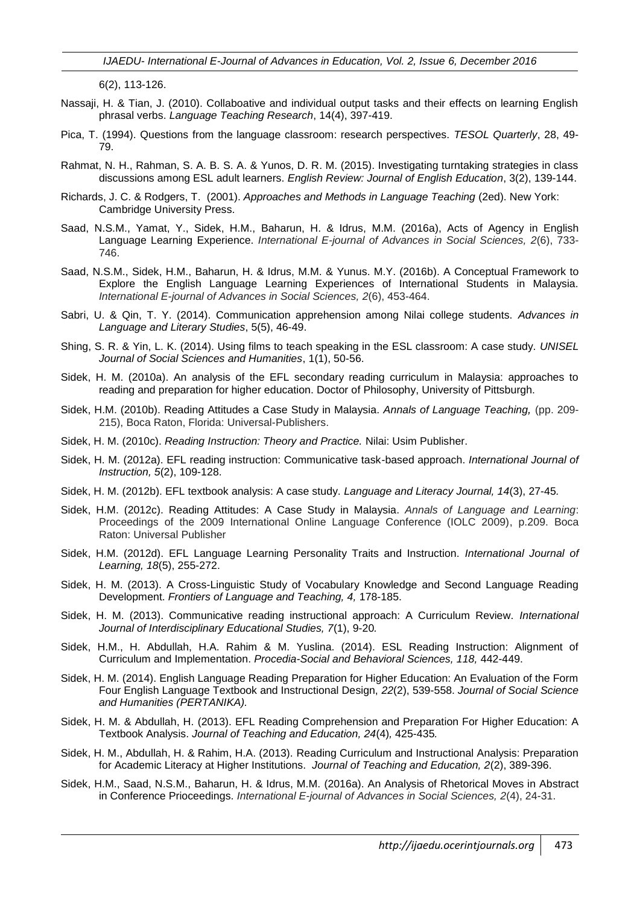6(2), 113-126.

Nassaji, H. & Tian, J. (2010). Collaboative and individual output tasks and their effects on learning English phrasal verbs. *Language Teaching Research*, 14(4), 397-419.

Pica, T. (1994). Questions from the language classroom: research perspectives. *TESOL Quarterly*, 28, 49-79.

Rahmat, N. H., Rahman, S. A. B. S. A. & Yunos, D. R. M. (2015). Investigating turntaking strategies in class discussions among ESL adult learners. *English Review: Journal of English Education*, 3(2), 139-144.

Richards, J. C. & Rodgers, T. (2001). *Approaches and Methods in Language Teaching* (2ed). New York: Cambridge University Press.

Saad, N.S.M., Yamat, Y., Sidek, H.M., Baharun, H. & Idrus, M.M. (2016a), Acts of Agency in English Language Learning Experience. *International E-journal of Advances in Social Sciences, 2*(6), 733-746.

Saad, N.S.M., Sidek, H.M., Baharun, H. & Idrus, M.M. & Yunus. M.Y. (2016b). A Conceptual Framework to Explore the English Language Learning Experiences of International Students in Malaysia. *International E-journal of Advances in Social Sciences, 2*(6), 453-464.

Sabri, U. & Qin, T. Y. (2014). Communication apprehension among Nilai college students. *Advances in Language and Literary Studies*, 5(5), 46-49.

Shing, S. R. & Yin, L. K. (2014). Using films to teach speaking in the ESL classroom: A case study. *UNISEL Journal of Social Sciences and Humanities*, 1(1), 50-56.

Sidek, H. M. (2010a). An analysis of the EFL secondary reading curriculum in Malaysia: approaches to reading and preparation for higher education. Doctor of Philosophy, University of Pittsburgh.

Sidek, H.M. (2010b). Reading Attitudes a Case Study in Malaysia. *Annals of Language Teaching,* (pp. 209-215), Boca Raton, Florida: Universal-Publishers.

Sidek, H. M. (2010c). *Reading Instruction: Theory and Practice.* Nilai: Usim Publisher.

Sidek, H. M. (2012a). EFL reading instruction: Communicative task-based approach. *International Journal of Instruction, 5*(2), 109-128.

Sidek, H. M. (2012b). EFL textbook analysis: A case study. *Language and Literacy Journal, 14*(3), 27-45*.*

Sidek, H.M. (2012c). Reading Attitudes: A Case Study in Malaysia. *Annals of Language and Learning*: Proceedings of the 2009 International Online Language Conference (IOLC 2009), p.209. Boca Raton: Universal Publisher

Sidek, H.M. (2012d). EFL Language Learning Personality Traits and Instruction. *International Journal of Learning, 18*(5), 255-272.

Sidek, H. M. (2013). A Cross-Linguistic Study of Vocabulary Knowledge and Second Language Reading Development. *Frontiers of Language and Teaching, 4,* 178-185.

Sidek, H. M. (2013). Communicative reading instructional approach: A Curriculum Review. *International Journal of Interdisciplinary Educational Studies, 7*(1), 9-20*.*

Sidek, H.M., H. Abdullah, H.A. Rahim & M. Yuslina. (2014). ESL Reading Instruction: Alignment of Curriculum and Implementation. *Procedia-Social and Behavioral Sciences, 118,* 442-449.

Sidek, H. M. (2014). English Language Reading Preparation for Higher Education: An Evaluation of the Form Four English Language Textbook and Instructional Design, *22*(2), 539-558. *Journal of Social Science and Humanities (PERTANIKA).*

Sidek, H. M. & Abdullah, H. (2013). EFL Reading Comprehension and Preparation For Higher Education: A Textbook Analysis. *Journal of Teaching and Education, 24*(4)*,* 425-435*.*

Sidek, H. M., Abdullah, H. & Rahim, H.A. (2013). Reading Curriculum and Instructional Analysis: Preparation for Academic Literacy at Higher Institutions. *Journal of Teaching and Education, 2*(2), 389-396.

Sidek, H.M., Saad, N.S.M., Baharun, H. & Idrus, M.M. (2016a). An Analysis of Rhetorical Moves in Abstract in Conference Prioceedings. *International E-journal of Advances in Social Sciences, 2*(4), 24-31.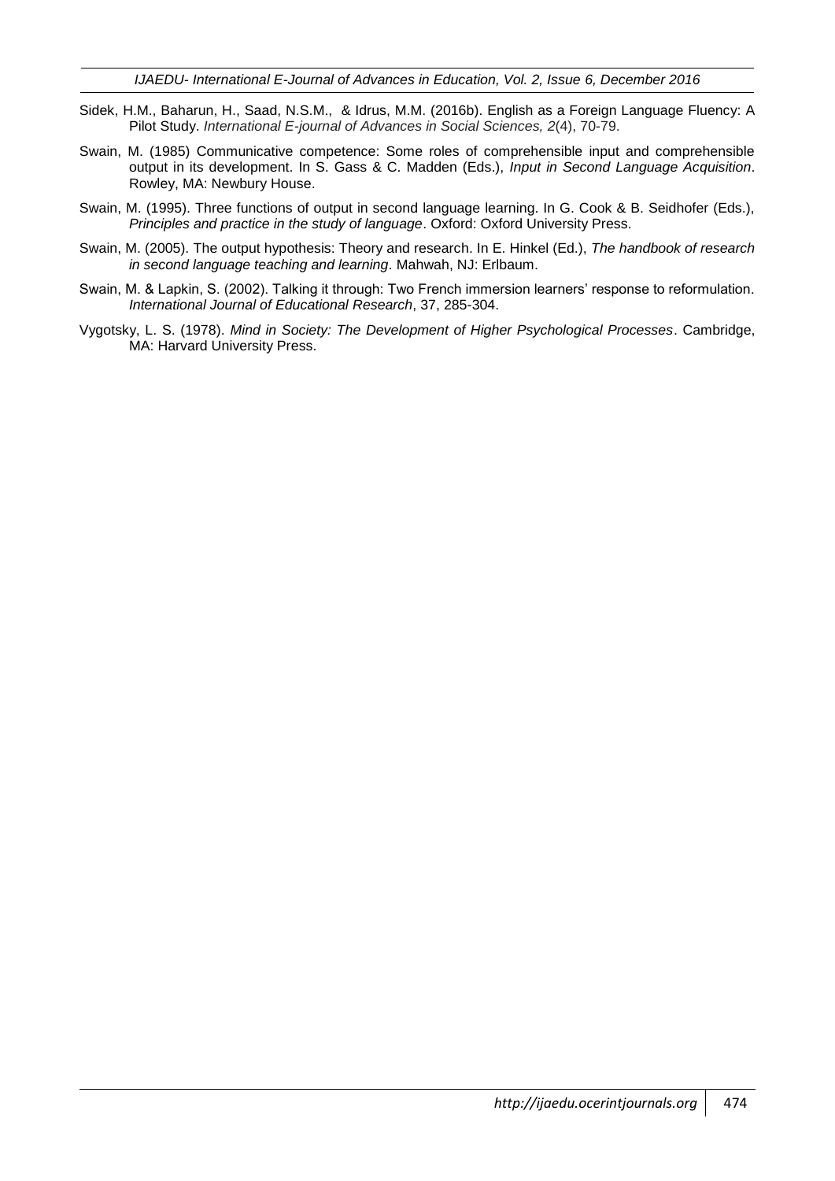Sidek, H.M., Baharun, H., Saad, N.S.M., & Idrus, M.M. (2016b). English as a Foreign Language Fluency: A Pilot Study. *International E-journal of Advances in Social Sciences, 2*(4), 70-79.

Swain, M. (1985) Communicative competence: Some roles of comprehensible input and comprehensible output in its development. In S. Gass & C. Madden (Eds.), *Input in Second Language Acquisition*. Rowley, MA: Newbury House.

Swain, M. (1995). Three functions of output in second language learning. In G. Cook & B. Seidhofer (Eds.), *Principles and practice in the study of language*. Oxford: Oxford University Press.

Swain, M. (2005). The output hypothesis: Theory and research. In E. Hinkel (Ed.), *The handbook of research in second language teaching and learning*. Mahwah, NJ: Erlbaum.

Swain, M. & Lapkin, S. (2002). Talking it through: Two French immersion learners' response to reformulation. *International Journal of Educational Research*, 37, 285-304.

Vygotsky, L. S. (1978). *Mind in Society: The Development of Higher Psychological Processes*. Cambridge, MA: Harvard University Press.